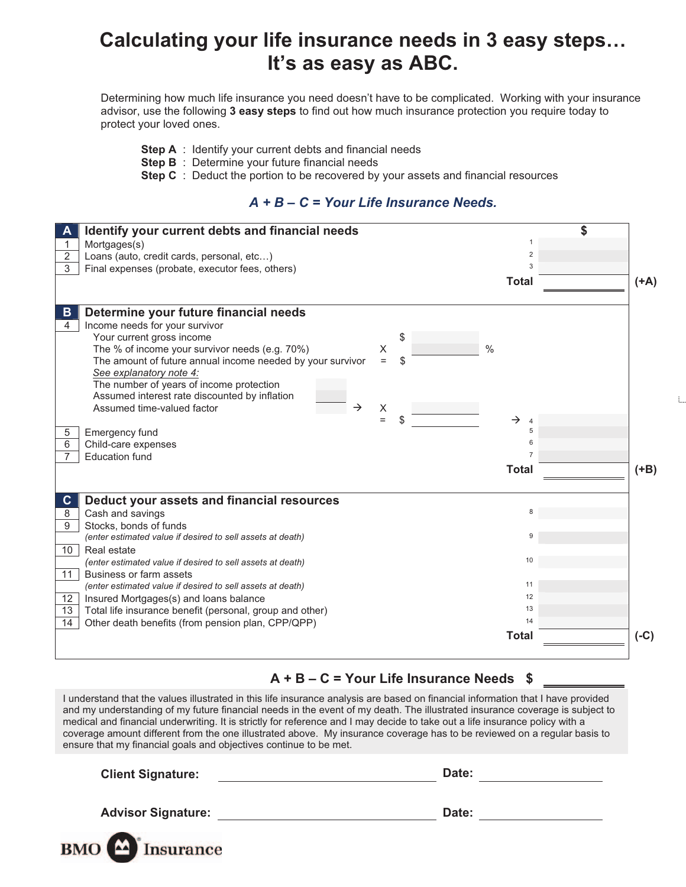# Calculating your life insurance needs in 3 easy steps… It's as easy as ABC.

Determining how much life insurance you need doesn't have to be complicated. Working with your insurance advisor, use the following **3 easy steps** to find out how much insurance protection you require today to protect your loved ones.

**Step A** : Identify your current debts and financial needs
**Step B** : Determine your future financial needs
**Step C** : Deduct the portion to be recovered by your assets and financial resources

***A + B – C = Your Life Insurance Needs.***

| | | | $ | |
|---|---|---|---|---|
| **A** | **Identify your current debts and financial needs** | | | |
| 1 | Mortgages(s) | 1 | | |
| 2 | Loans (auto, credit cards, personal, etc…) | 2 | | |
| 3 | Final expenses (probate, executor fees, others) | 3 | | |
| | | **Total** | | **(+A)** |
| **B** | **Determine your future financial needs** | | | |
| 4 | Income needs for your survivor<br>Your current gross income $ ______<br>The % of income your survivor needs (e.g. 70%) X ______ %<br>The amount of future annual income needed by your survivor = $ ______<br>*See explanatory note 4:*<br>The number of years of income protection ______<br>Assumed interest rate discounted by inflation ______<br>Assumed time-valued factor ______ → X ______<br>= $ ______ → | 4 | | |
| 5 | Emergency fund | 5 | | |
| 6 | Child-care expenses | 6 | | |
| 7 | Education fund | 7 | | |
| | | **Total** | | **(+B)** |
| **C** | **Deduct your assets and financial resources** | | | |
| 8 | Cash and savings | 8 | | |
| 9 | Stocks, bonds of funds<br>*(enter estimated value if desired to sell assets at death)* | 9 | | |
| 10 | Real estate<br>*(enter estimated value if desired to sell assets at death)* | 10 | | |
| 11 | Business or farm assets<br>*(enter estimated value if desired to sell assets at death)* | 11 | | |
| 12 | Insured Mortgages(s) and loans balance | 12 | | |
| 13 | Total life insurance benefit (personal, group and other) | 13 | | |
| 14 | Other death benefits (from pension plan, CPP/QPP) | 14 | | |
| | | **Total** | | **(-C)** |

**A + B – C = Your Life Insurance Needs $ ______**

I understand that the values illustrated in this life insurance analysis are based on financial information that I have provided and my understanding of my future financial needs in the event of my death. The illustrated insurance coverage is subject to medical and financial underwriting. It is strictly for reference and I may decide to take out a life insurance policy with a coverage amount different from the one illustrated above. My insurance coverage has to be reviewed on a regular basis to ensure that my financial goals and objectives continue to be met.

**Client Signature:** ______________________ **Date:** ______________

**Advisor Signature:** ______________________ **Date:** ______________

BMO Insurance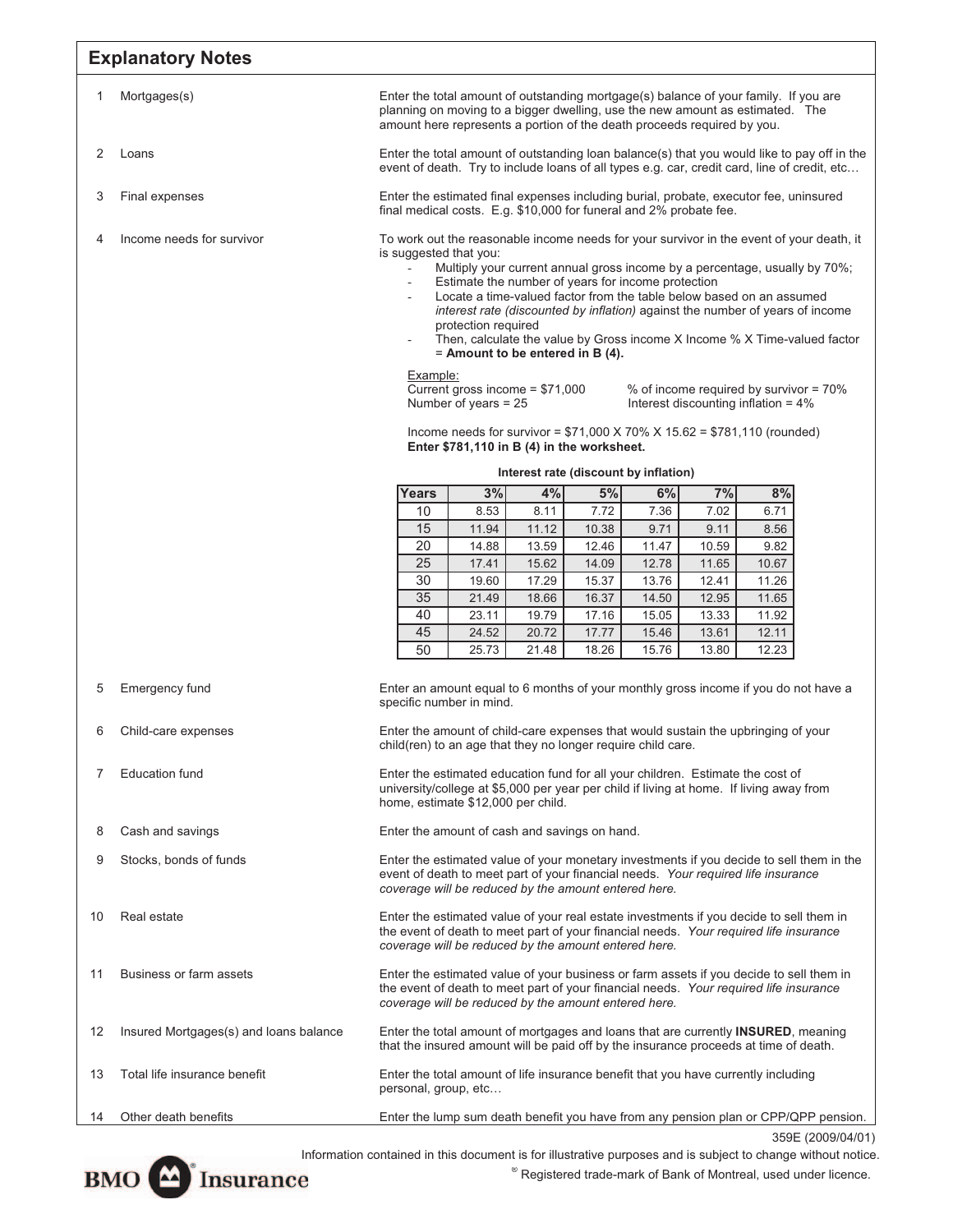## Explanatory Notes

| | | |
|---|---|---|
| 1 | Mortgages(s) | Enter the total amount of outstanding mortgage(s) balance of your family. If you are planning on moving to a bigger dwelling, use the new amount as estimated. The amount here represents a portion of the death proceeds required by you. |
| 2 | Loans | Enter the total amount of outstanding loan balance(s) that you would like to pay off in the event of death. Try to include loans of all types e.g. car, credit card, line of credit, etc… |
| 3 | Final expenses | Enter the estimated final expenses including burial, probate, executor fee, uninsured final medical costs. E.g. $10,000 for funeral and 2% probate fee. |
| 4 | Income needs for survivor | To work out the reasonable income needs for your survivor in the event of your death, it is suggested that you: |

- Multiply your current annual gross income by a percentage, usually by 70%;
- Estimate the number of years for income protection
- Locate a time-valued factor from the table below based on an assumed *interest rate (discounted by inflation)* against the number of years of income protection required
- Then, calculate the value by Gross income X Income % X Time-valued factor = **Amount to be entered in B (4).**

Example:
Current gross income = $71,000 | % of income required by survivor = 70%
Number of years = 25 | Interest discounting inflation = 4%

Income needs for survivor = $71,000 X 70% X 15.62 = $781,110 (rounded)
**Enter $781,110 in B (4) in the worksheet.**

**Interest rate (discount by inflation)**

| Years | 3% | 4% | 5% | 6% | 7% | 8% |
|---|---|---|---|---|---|---|
| 10 | 8.53 | 8.11 | 7.72 | 7.36 | 7.02 | 6.71 |
| 15 | 11.94 | 11.12 | 10.38 | 9.71 | 9.11 | 8.56 |
| 20 | 14.88 | 13.59 | 12.46 | 11.47 | 10.59 | 9.82 |
| 25 | 17.41 | 15.62 | 14.09 | 12.78 | 11.65 | 10.67 |
| 30 | 19.60 | 17.29 | 15.37 | 13.76 | 12.41 | 11.26 |
| 35 | 21.49 | 18.66 | 16.37 | 14.50 | 12.95 | 11.65 |
| 40 | 23.11 | 19.79 | 17.16 | 15.05 | 13.33 | 11.92 |
| 45 | 24.52 | 20.72 | 17.77 | 15.46 | 13.61 | 12.11 |
| 50 | 25.73 | 21.48 | 18.26 | 15.76 | 13.80 | 12.23 |

| | | |
|---|---|---|
| 5 | Emergency fund | Enter an amount equal to 6 months of your monthly gross income if you do not have a specific number in mind. |
| 6 | Child-care expenses | Enter the amount of child-care expenses that would sustain the upbringing of your child(ren) to an age that they no longer require child care. |
| 7 | Education fund | Enter the estimated education fund for all your children. Estimate the cost of university/college at $5,000 per year per child if living at home. If living away from home, estimate $12,000 per child. |
| 8 | Cash and savings | Enter the amount of cash and savings on hand. |
| 9 | Stocks, bonds of funds | Enter the estimated value of your monetary investments if you decide to sell them in the event of death to meet part of your financial needs. *Your required life insurance coverage will be reduced by the amount entered here.* |
| 10 | Real estate | Enter the estimated value of your real estate investments if you decide to sell them in the event of death to meet part of your financial needs. *Your required life insurance coverage will be reduced by the amount entered here.* |
| 11 | Business or farm assets | Enter the estimated value of your business or farm assets if you decide to sell them in the event of death to meet part of your financial needs. *Your required life insurance coverage will be reduced by the amount entered here.* |
| 12 | Insured Mortgages(s) and loans balance | Enter the total amount of mortgages and loans that are currently **INSURED**, meaning that the insured amount will be paid off by the insurance proceeds at time of death. |
| 13 | Total life insurance benefit | Enter the total amount of life insurance benefit that you have currently including personal, group, etc… |
| 14 | Other death benefits | Enter the lump sum death benefit you have from any pension plan or CPP/QPP pension. |

359E (2009/04/01)

Information contained in this document is for illustrative purposes and is subject to change without notice.

BMO Insurance

® Registered trade-mark of Bank of Montreal, used under licence.